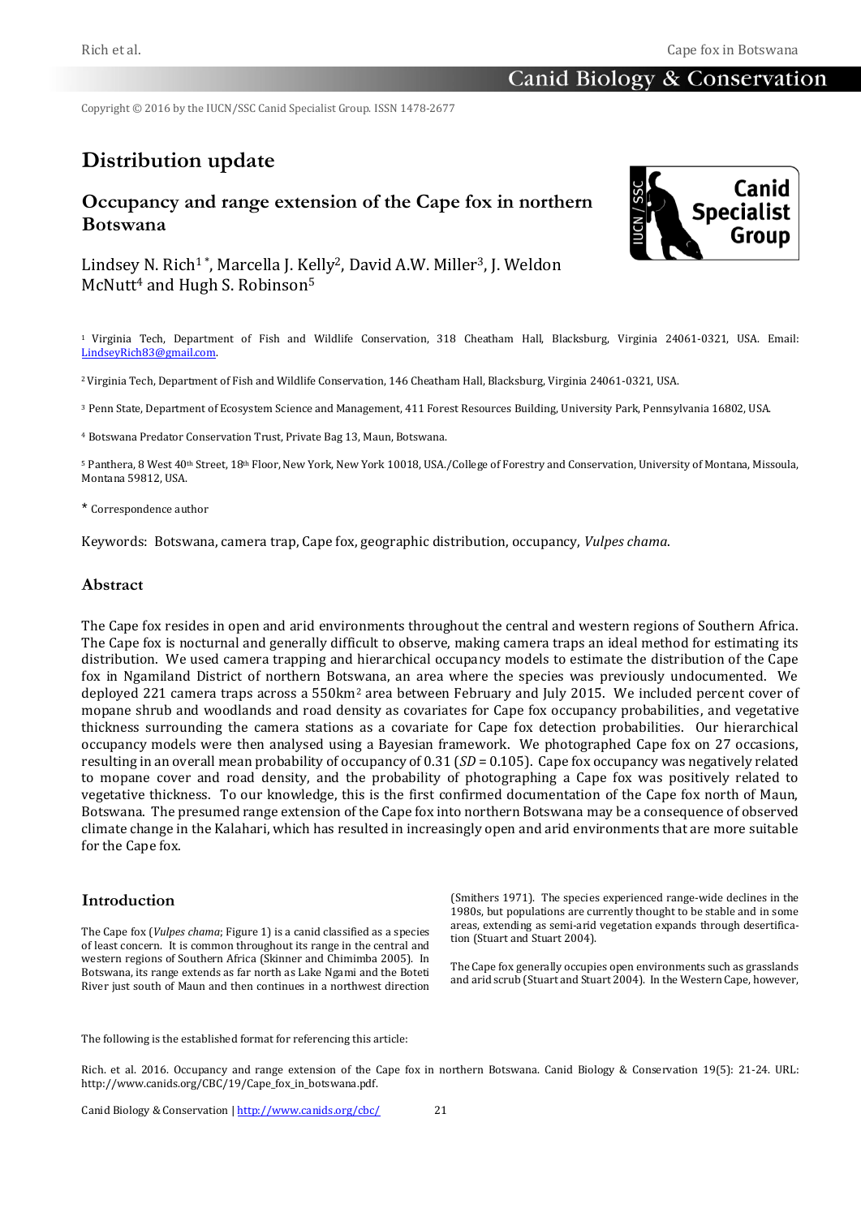Copyright © 2016 by the IUCN/SSC Canid Specialist Group. ISSN 1478-2677

# Distribution update

## Occupancy and range extension of the Cape fox in northern Botswana

Lindsey N. Rich[1*], Marcella J. Kelly[2], David A.W. Miller[3], J. Weldon McNutt[4] and Hugh S. Robinson[5]

[1] Virginia Tech, Department of Fish and Wildlife Conservation, 318 Cheatham Hall, Blacksburg, Virginia 24061-0321, USA. Email: LindseyRich83@gmail.com.

[2] Virginia Tech, Department of Fish and Wildlife Conservation, 146 Cheatham Hall, Blacksburg, Virginia 24061-0321, USA.

[3] Penn State, Department of Ecosystem Science and Management, 411 Forest Resources Building, University Park, Pennsylvania 16802, USA.

[4] Botswana Predator Conservation Trust, Private Bag 13, Maun, Botswana.

[5] Panthera, 8 West 40th Street, 18th Floor, New York, New York 10018, USA./College of Forestry and Conservation, University of Montana, Missoula, Montana 59812, USA.

\* Correspondence author

Keywords: Botswana, camera trap, Cape fox, geographic distribution, occupancy, *Vulpes chama*.

### Abstract

The Cape fox resides in open and arid environments throughout the central and western regions of Southern Africa. The Cape fox is nocturnal and generally difficult to observe, making camera traps an ideal method for estimating its distribution. We used camera trapping and hierarchical occupancy models to estimate the distribution of the Cape fox in Ngamiland District of northern Botswana, an area where the species was previously undocumented. We deployed 221 camera traps across a 550km$^2$ area between February and July 2015. We included percent cover of mopane shrub and woodlands and road density as covariates for Cape fox occupancy probabilities, and vegetative thickness surrounding the camera stations as a covariate for Cape fox detection probabilities. Our hierarchical occupancy models were then analysed using a Bayesian framework. We photographed Cape fox on 27 occasions, resulting in an overall mean probability of occupancy of 0.31 (*SD* = 0.105). Cape fox occupancy was negatively related to mopane cover and road density, and the probability of photographing a Cape fox was positively related to vegetative thickness. To our knowledge, this is the first confirmed documentation of the Cape fox north of Maun, Botswana. The presumed range extension of the Cape fox into northern Botswana may be a consequence of observed climate change in the Kalahari, which has resulted in increasingly open and arid environments that are more suitable for the Cape fox.

### Introduction

The Cape fox (*Vulpes chama*; Figure 1) is a canid classified as a species of least concern. It is common throughout its range in the central and western regions of Southern Africa (Skinner and Chimimba 2005). In Botswana, its range extends as far north as Lake Ngami and the Boteti River just south of Maun and then continues in a northwest direction (Smithers 1971). The species experienced range-wide declines in the 1980s, but populations are currently thought to be stable and in some areas, extending as semi-arid vegetation expands through desertification (Stuart and Stuart 2004).

The Cape fox generally occupies open environments such as grasslands and arid scrub (Stuart and Stuart 2004). In the Western Cape, however,

The following is the established format for referencing this article:

Rich. et al. 2016. Occupancy and range extension of the Cape fox in northern Botswana. Canid Biology & Conservation 19(5): 21-24. URL: http://www.canids.org/CBC/19/Cape_fox_in_botswana.pdf.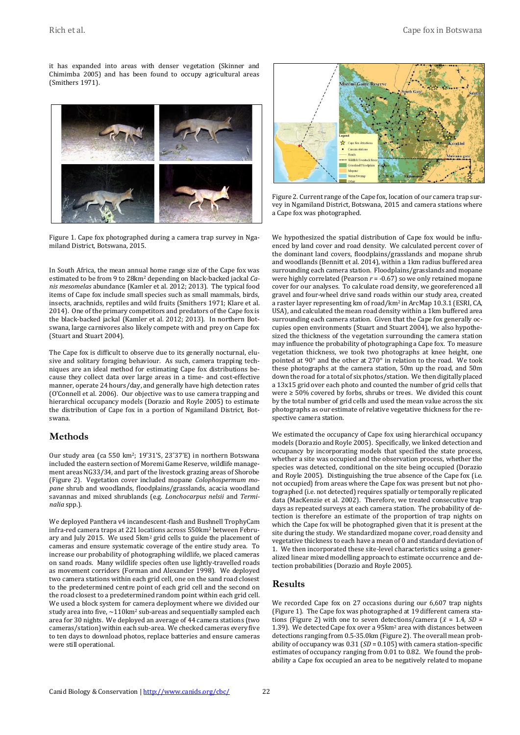it has expanded into areas with denser vegetation (Skinner and Chimimba 2005) and has been found to occupy agricultural areas (Smithers 1971).

Figure 1. Cape fox photographed during a camera trap survey in Ngamiland District, Botswana, 2015.

In South Africa, the mean annual home range size of the Cape fox was estimated to be from 9 to 28km² depending on black-backed jackal *Canis mesomelas* abundance (Kamler et al. 2012; 2013). The typical food items of Cape fox include small species such as small mammals, birds, insects, arachnids, reptiles and wild fruits (Smithers 1971; Klare et al. 2014). One of the primary competitors and predators of the Cape fox is the black-backed jackal (Kamler et al. 2012; 2013). In northern Botswana, large carnivores also likely compete with and prey on Cape fox (Stuart and Stuart 2004).

The Cape fox is difficult to observe due to its generally nocturnal, elusive and solitary foraging behaviour. As such, camera trapping techniques are an ideal method for estimating Cape fox distributions because they collect data over large areas in a time- and cost-effective manner, operate 24 hours/day, and generally have high detection rates (O'Connell et al. 2006). Our objective was to use camera trapping and hierarchical occupancy models (Dorazio and Royle 2005) to estimate the distribution of Cape fox in a portion of Ngamiland District, Botswana.

## Methods

Our study area (ca 550 km²; 19°31'S, 23°37'E) in northern Botswana included the eastern section of Moremi Game Reserve, wildlife management areas NG33/34, and part of the livestock grazing areas of Shorobe (Figure 2). Vegetation cover included mopane *Colophospermum mopane* shrub and woodlands, floodplains/grasslands, acacia woodland savannas and mixed shrublands (e.g. *Lonchocarpus nelsii* and *Terminalia* spp.).

We deployed Panthera v4 incandescent-flash and Bushnell TrophyCam infra-red camera traps at 221 locations across 550km² between February and July 2015. We used 5km² grid cells to guide the placement of cameras and ensure systematic coverage of the entire study area. To increase our probability of photographing wildlife, we placed cameras on sand roads. Many wildlife species often use lightly-travelled roads as movement corridors (Forman and Alexander 1998). We deployed two camera stations within each grid cell, one on the sand road closest to the predetermined centre point of each grid cell and the second on the road closest to a predetermined random point within each grid cell. We used a block system for camera deployment where we divided our study area into five, ~110km² sub-areas and sequentially sampled each area for 30 nights. We deployed an average of 44 camera stations (two cameras/station) within each sub-area. We checked cameras every five to ten days to download photos, replace batteries and ensure cameras were still operational.

Figure 2. Current range of the Cape fox, location of our camera trap survey in Ngamiland District, Botswana, 2015 and camera stations where a Cape fox was photographed.

We hypothesized the spatial distribution of Cape fox would be influenced by land cover and road density. We calculated percent cover of the dominant land covers, floodplains/grasslands and mopane shrub and woodlands (Bennitt et al. 2014), within a 1km radius buffered area surrounding each camera station. Floodplains/grasslands and mopane were highly correlated (Pearson $r$ = -0.67) so we only retained mopane cover for our analyses. To calculate road density, we georeferenced all gravel and four-wheel drive sand roads within our study area, created a raster layer representing km of road/km² in ArcMap 10.3.1 (ESRI, CA, USA), and calculated the mean road density within a 1km buffered area surrounding each camera station. Given that the Cape fox generally occupies open environments (Stuart and Stuart 2004), we also hypothesized the thickness of the vegetation surrounding the camera station may influence the probability of photographing a Cape fox. To measure vegetation thickness, we took two photographs at knee height, one pointed at 90° and the other at 270° in relation to the road. We took these photographs at the camera station, 50m up the road, and 50m down the road for a total of six photos/station. We then digitally placed a 13x15 grid over each photo and counted the number of grid cells that were ≥ 50% covered by forbs, shrubs or trees. We divided this count by the total number of grid cells and used the mean value across the six photographs as our estimate of relative vegetative thickness for the respective camera station.

We estimated the occupancy of Cape fox using hierarchical occupancy models (Dorazio and Royle 2005). Specifically, we linked detection and occupancy by incorporating models that specified the state process, whether a site was occupied and the observation process, whether the species was detected, conditional on the site being occupied (Dorazio and Royle 2005). Distinguishing the true absence of the Cape fox (i.e. not occupied) from areas where the Cape fox was present but not photographed (i.e. not detected) requires spatially or temporally replicated data (MacKenzie et al. 2002). Therefore, we treated consecutive trap days as repeated surveys at each camera station. The probability of detection is therefore an estimate of the proportion of trap nights on which the Cape fox will be photographed given that it is present at the site during the study. We standardized mopane cover, road density and vegetative thickness to each have a mean of 0 and standard deviation of 1. We then incorporated these site-level characteristics using a generalized linear mixed modelling approach to estimate occurrence and detection probabilities (Dorazio and Royle 2005).

## Results

We recorded Cape fox on 27 occasions during our 6,607 trap nights (Figure 1). The Cape fox was photographed at 19 different camera stations (Figure 2) with one to seven detections/camera ($\bar{x}$ = 1.4, $SD$ = 1.39). We detected Cape fox over a 95km² area with distances between detections ranging from 0.5-35.0km (Figure 2). The overall mean probability of occupancy was 0.31 ($SD$ = 0.105) with camera station-specific estimates of occupancy ranging from 0.01 to 0.82. We found the probability a Cape fox occupied an area to be negatively related to mopane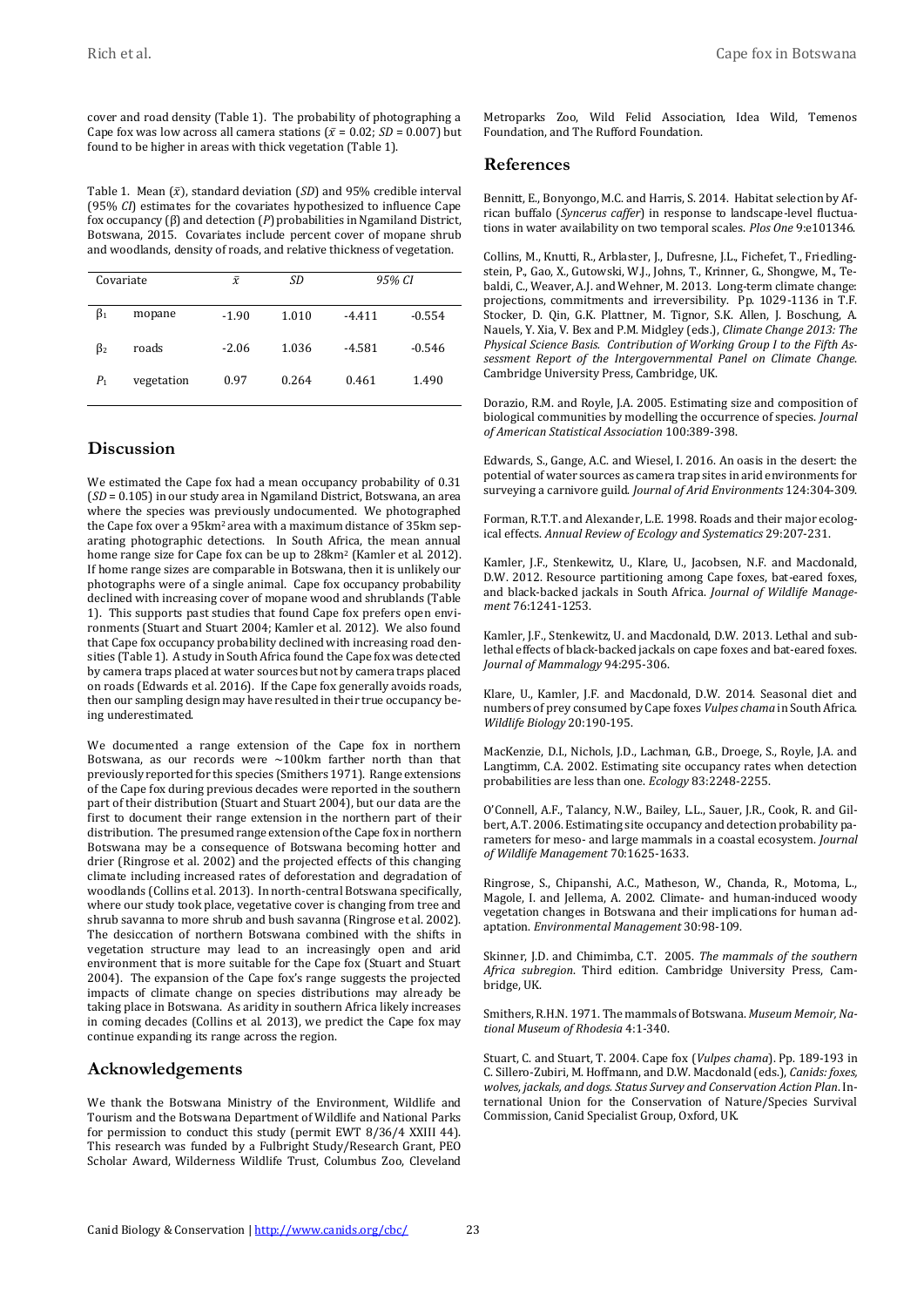cover and road density (Table 1). The probability of photographing a Cape fox was low across all camera stations ($\bar{x}$ = 0.02; *SD* = 0.007) but found to be higher in areas with thick vegetation (Table 1).

Table 1. Mean ($\bar{x}$), standard deviation (*SD*) and 95% credible interval (95% *CI*) estimates for the covariates hypothesized to influence Cape fox occupancy (β) and detection (*P*) probabilities in Ngamiland District, Botswana, 2015. Covariates include percent cover of mopane shrub and woodlands, density of roads, and relative thickness of vegetation.

| Covariate | | $\bar{x}$ | *SD* | *95% CI* | |
|---|---|---|---|---|---|
| $\beta_1$ | mopane | -1.90 | 1.010 | -4.411 | -0.554 |
| $\beta_2$ | roads | -2.06 | 1.036 | -4.581 | -0.546 |
| $P_1$ | vegetation | 0.97 | 0.264 | 0.461 | 1.490 |

## Discussion

We estimated the Cape fox had a mean occupancy probability of 0.31 (*SD* = 0.105) in our study area in Ngamiland District, Botswana, an area where the species was previously undocumented. We photographed the Cape fox over a 95km² area with a maximum distance of 35km separating photographic detections. In South Africa, the mean annual home range size for Cape fox can be up to 28km² (Kamler et al. 2012). If home range sizes are comparable in Botswana, then it is unlikely our photographs were of a single animal. Cape fox occupancy probability declined with increasing cover of mopane wood and shrublands (Table 1). This supports past studies that found Cape fox prefers open environments (Stuart and Stuart 2004; Kamler et al. 2012). We also found that Cape fox occupancy probability declined with increasing road densities (Table 1). A study in South Africa found the Cape fox was detected by camera traps placed at water sources but not by camera traps placed on roads (Edwards et al. 2016). If the Cape fox generally avoids roads, then our sampling design may have resulted in their true occupancy being underestimated.

We documented a range extension of the Cape fox in northern Botswana, as our records were ~100km farther north than that previously reported for this species (Smithers 1971). Range extensions of the Cape fox during previous decades were reported in the southern part of their distribution (Stuart and Stuart 2004), but our data are the first to document their range extension in the northern part of their distribution. The presumed range extension of the Cape fox in northern Botswana may be a consequence of Botswana becoming hotter and drier (Ringrose et al. 2002) and the projected effects of this changing climate including increased rates of deforestation and degradation of woodlands (Collins et al. 2013). In north-central Botswana specifically, where our study took place, vegetative cover is changing from tree and shrub savanna to more shrub and bush savanna (Ringrose et al. 2002). The desiccation of northern Botswana combined with the shifts in vegetation structure may lead to an increasingly open and arid environment that is more suitable for the Cape fox (Stuart and Stuart 2004). The expansion of the Cape fox's range suggests the projected impacts of climate change on species distributions may already be taking place in Botswana. As aridity in southern Africa likely increases in coming decades (Collins et al. 2013), we predict the Cape fox may continue expanding its range across the region.

## Acknowledgements

We thank the Botswana Ministry of the Environment, Wildlife and Tourism and the Botswana Department of Wildlife and National Parks for permission to conduct this study (permit EWT 8/36/4 XXIII 44). This research was funded by a Fulbright Study/Research Grant, PEO Scholar Award, Wilderness Wildlife Trust, Columbus Zoo, Cleveland Metroparks Zoo, Wild Felid Association, Idea Wild, Temenos Foundation, and The Rufford Foundation.

## References

Bennitt, E., Bonyongo, M.C. and Harris, S. 2014. Habitat selection by African buffalo (*Syncerus caffer*) in response to landscape-level fluctuations in water availability on two temporal scales. *Plos One* 9:e101346.

Collins, M., Knutti, R., Arblaster, J., Dufresne, J.L., Fichefet, T., Friedlingstein, P., Gao, X., Gutowski, W.J., Johns, T., Krinner, G., Shongwe, M., Tebaldi, C., Weaver, A.J. and Wehner, M. 2013. Long-term climate change: projections, commitments and irreversibility. Pp. 1029-1136 in T.F. Stocker, D. Qin, G.K. Plattner, M. Tignor, S.K. Allen, J. Boschung, A. Nauels, Y. Xia, V. Bex and P.M. Midgley (eds.), *Climate Change 2013: The Physical Science Basis. Contribution of Working Group I to the Fifth Assessment Report of the Intergovernmental Panel on Climate Change*. Cambridge University Press, Cambridge, UK.

Dorazio, R.M. and Royle, J.A. 2005. Estimating size and composition of biological communities by modelling the occurrence of species. *Journal of American Statistical Association* 100:389-398.

Edwards, S., Gange, A.C. and Wiesel, I. 2016. An oasis in the desert: the potential of water sources as camera trap sites in arid environments for surveying a carnivore guild. *Journal of Arid Environments* 124:304-309.

Forman, R.T.T. and Alexander, L.E. 1998. Roads and their major ecological effects. *Annual Review of Ecology and Systematics* 29:207-231.

Kamler, J.F., Stenkewitz, U., Klare, U., Jacobsen, N.F. and Macdonald, D.W. 2012. Resource partitioning among Cape foxes, bat-eared foxes, and black-backed jackals in South Africa. *Journal of Wildlife Management* 76:1241-1253.

Kamler, J.F., Stenkewitz, U. and Macdonald, D.W. 2013. Lethal and sublethal effects of black-backed jackals on cape foxes and bat-eared foxes. *Journal of Mammalogy* 94:295-306.

Klare, U., Kamler, J.F. and Macdonald, D.W. 2014. Seasonal diet and numbers of prey consumed by Cape foxes *Vulpes chama* in South Africa. *Wildlife Biology* 20:190-195.

MacKenzie, D.I., Nichols, J.D., Lachman, G.B., Droege, S., Royle, J.A. and Langtimm, C.A. 2002. Estimating site occupancy rates when detection probabilities are less than one. *Ecology* 83:2248-2255.

O'Connell, A.F., Talancy, N.W., Bailey, L.L., Sauer, J.R., Cook, R. and Gilbert, A.T. 2006. Estimating site occupancy and detection probability parameters for meso- and large mammals in a coastal ecosystem. *Journal of Wildlife Management* 70:1625-1633.

Ringrose, S., Chipanshi, A.C., Matheson, W., Chanda, R., Motoma, L., Magole, I. and Jellema, A. 2002. Climate- and human-induced woody vegetation changes in Botswana and their implications for human adaptation. *Environmental Management* 30:98-109.

Skinner, J.D. and Chimimba, C.T. 2005. *The mammals of the southern Africa subregion*. Third edition. Cambridge University Press, Cambridge, UK.

Smithers, R.H.N. 1971. The mammals of Botswana. *Museum Memoir, National Museum of Rhodesia* 4:1-340.

Stuart, C. and Stuart, T. 2004. Cape fox (*Vulpes chama*). Pp. 189-193 in C. Sillero-Zubiri, M. Hoffmann, and D.W. Macdonald (eds.), *Canids: foxes, wolves, jackals, and dogs. Status Survey and Conservation Action Plan*. International Union for the Conservation of Nature/Species Survival Commission, Canid Specialist Group, Oxford, UK.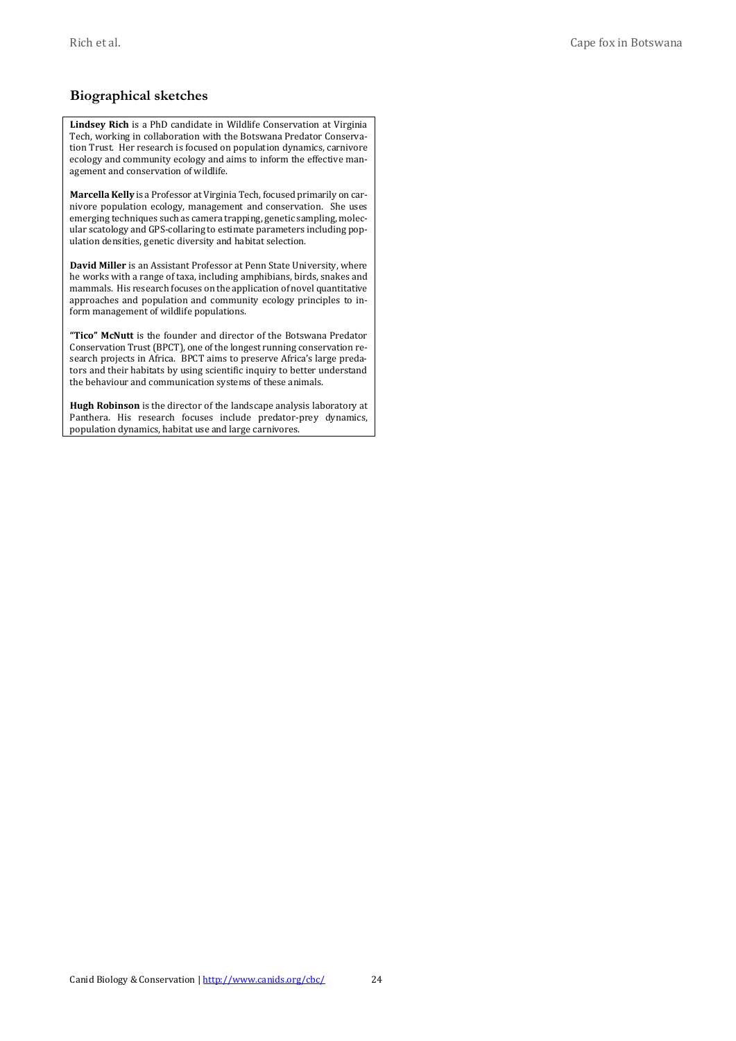## Biographical sketches

**Lindsey Rich** is a PhD candidate in Wildlife Conservation at Virginia Tech, working in collaboration with the Botswana Predator Conservation Trust. Her research is focused on population dynamics, carnivore ecology and community ecology and aims to inform the effective management and conservation of wildlife.

**Marcella Kelly** is a Professor at Virginia Tech, focused primarily on carnivore population ecology, management and conservation. She uses emerging techniques such as camera trapping, genetic sampling, molecular scatology and GPS-collaring to estimate parameters including population densities, genetic diversity and habitat selection.

**David Miller** is an Assistant Professor at Penn State University, where he works with a range of taxa, including amphibians, birds, snakes and mammals. His research focuses on the application of novel quantitative approaches and population and community ecology principles to inform management of wildlife populations.

**"Tico" McNutt** is the founder and director of the Botswana Predator Conservation Trust (BPCT), one of the longest running conservation research projects in Africa. BPCT aims to preserve Africa's large predators and their habitats by using scientific inquiry to better understand the behaviour and communication systems of these animals.

**Hugh Robinson** is the director of the landscape analysis laboratory at Panthera. His research focuses include predator-prey dynamics, population dynamics, habitat use and large carnivores.